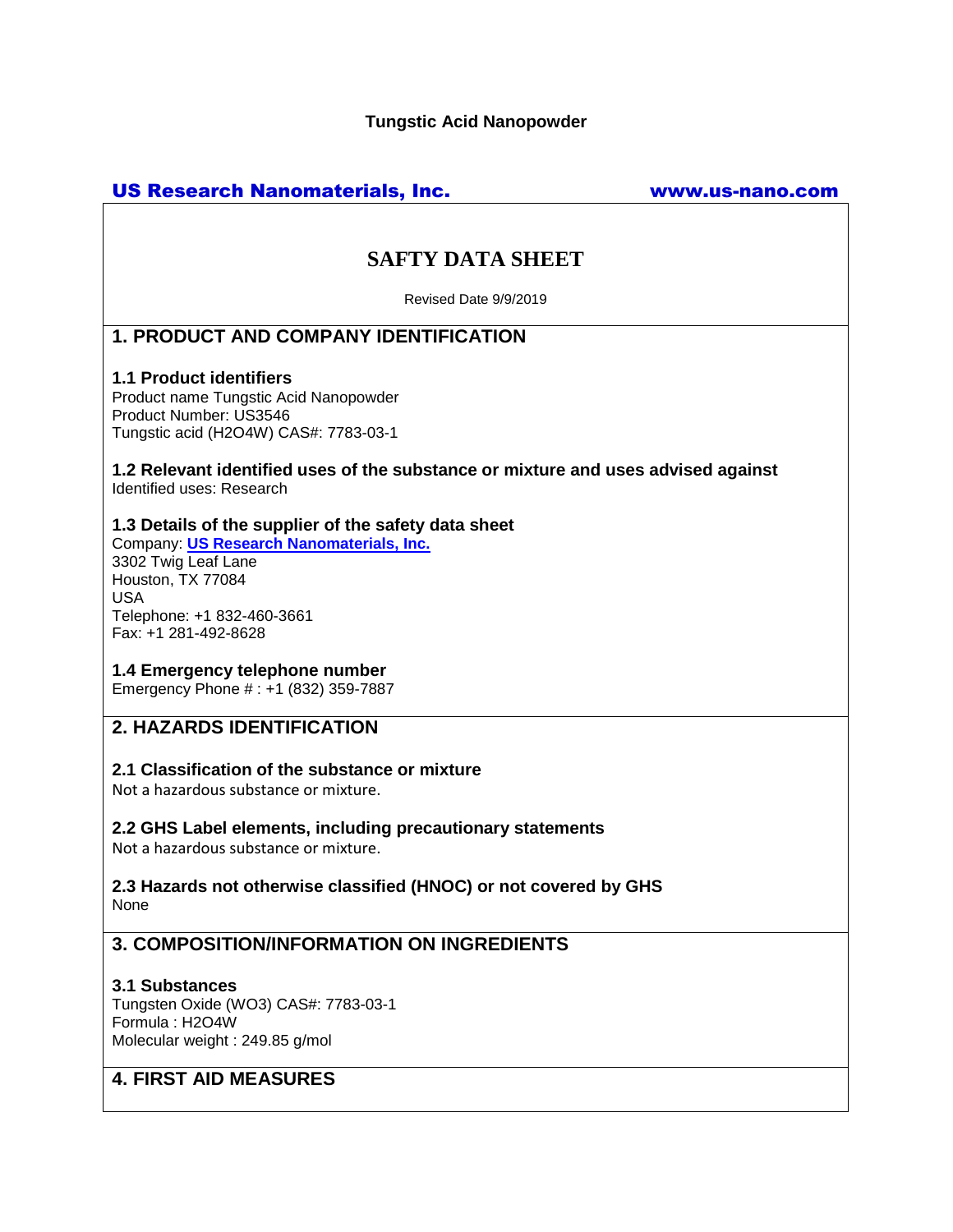**Tungstic Acid Nanopowder**

**US Research Nanomaterials, Inc.** **www.us-nano.com**

# SAFTY DATA SHEET

Revised Date 9/9/2019

## 1. PRODUCT AND COMPANY IDENTIFICATION

### 1.1 Product identifiers

Product name Tungstic Acid Nanopowder
Product Number: US3546
Tungstic acid ($H_2O_4W$) CAS#: 7783-03-1

### 1.2 Relevant identified uses of the substance or mixture and uses advised against

Identified uses: Research

### 1.3 Details of the supplier of the safety data sheet

Company: **US Research Nanomaterials, Inc.**
3302 Twig Leaf Lane
Houston, TX 77084
USA
Telephone: +1 832-460-3661
Fax: +1 281-492-8628

### 1.4 Emergency telephone number

Emergency Phone # : +1 (832) 359-7887

## 2. HAZARDS IDENTIFICATION

### 2.1 Classification of the substance or mixture

Not a hazardous substance or mixture.

### 2.2 GHS Label elements, including precautionary statements

Not a hazardous substance or mixture.

### 2.3 Hazards not otherwise classified (HNOC) or not covered by GHS

None

## 3. COMPOSITION/INFORMATION ON INGREDIENTS

### 3.1 Substances

Tungsten Oxide ($WO_3$) CAS#: 7783-03-1
Formula : $H_2O_4W$
Molecular weight : 249.85 g/mol

## 4. FIRST AID MEASURES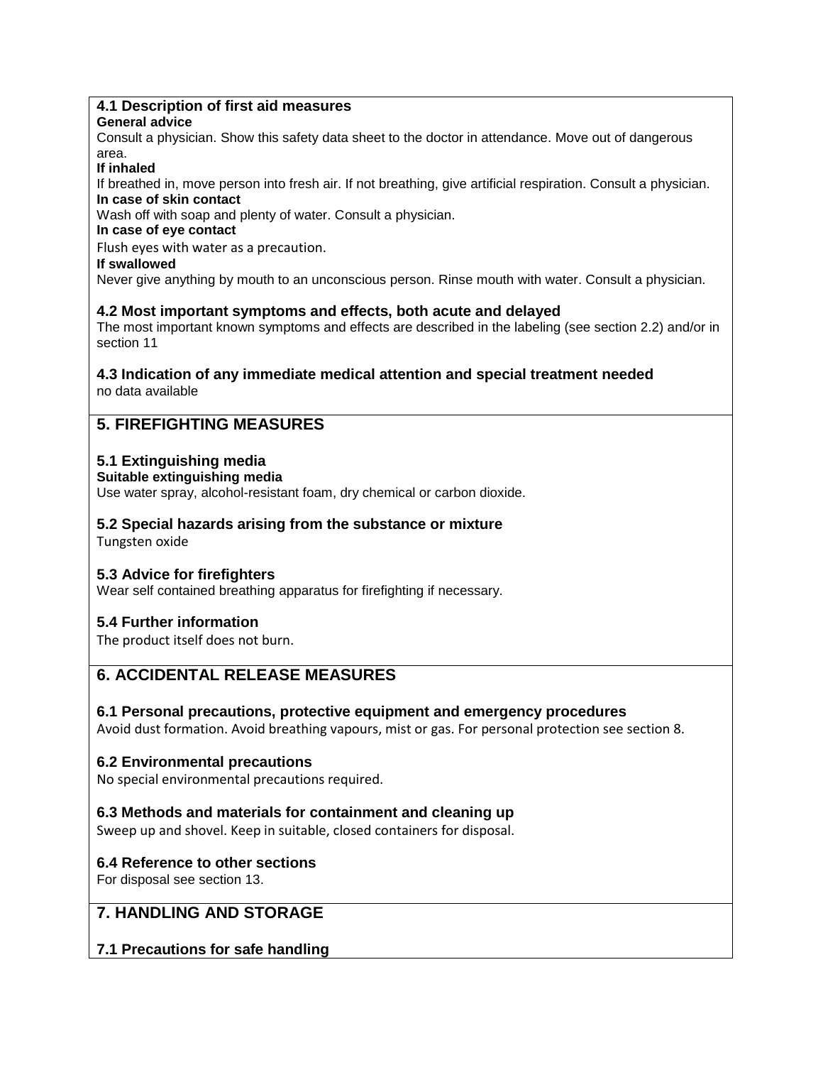### 4.1 Description of first aid measures

**General advice**

Consult a physician. Show this safety data sheet to the doctor in attendance. Move out of dangerous area.

**If inhaled**

If breathed in, move person into fresh air. If not breathing, give artificial respiration. Consult a physician.

**In case of skin contact**

Wash off with soap and plenty of water. Consult a physician.

**In case of eye contact**

Flush eyes with water as a precaution.

**If swallowed**

Never give anything by mouth to an unconscious person. Rinse mouth with water. Consult a physician.

### 4.2 Most important symptoms and effects, both acute and delayed

The most important known symptoms and effects are described in the labeling (see section 2.2) and/or in section 11

### 4.3 Indication of any immediate medical attention and special treatment needed

no data available

## 5. FIREFIGHTING MEASURES

### 5.1 Extinguishing media

**Suitable extinguishing media**

Use water spray, alcohol-resistant foam, dry chemical or carbon dioxide.

### 5.2 Special hazards arising from the substance or mixture

Tungsten oxide

### 5.3 Advice for firefighters

Wear self contained breathing apparatus for firefighting if necessary.

### 5.4 Further information

The product itself does not burn.

## 6. ACCIDENTAL RELEASE MEASURES

### 6.1 Personal precautions, protective equipment and emergency procedures

Avoid dust formation. Avoid breathing vapours, mist or gas. For personal protection see section 8.

### 6.2 Environmental precautions

No special environmental precautions required.

### 6.3 Methods and materials for containment and cleaning up

Sweep up and shovel. Keep in suitable, closed containers for disposal.

### 6.4 Reference to other sections

For disposal see section 13.

## 7. HANDLING AND STORAGE

### 7.1 Precautions for safe handling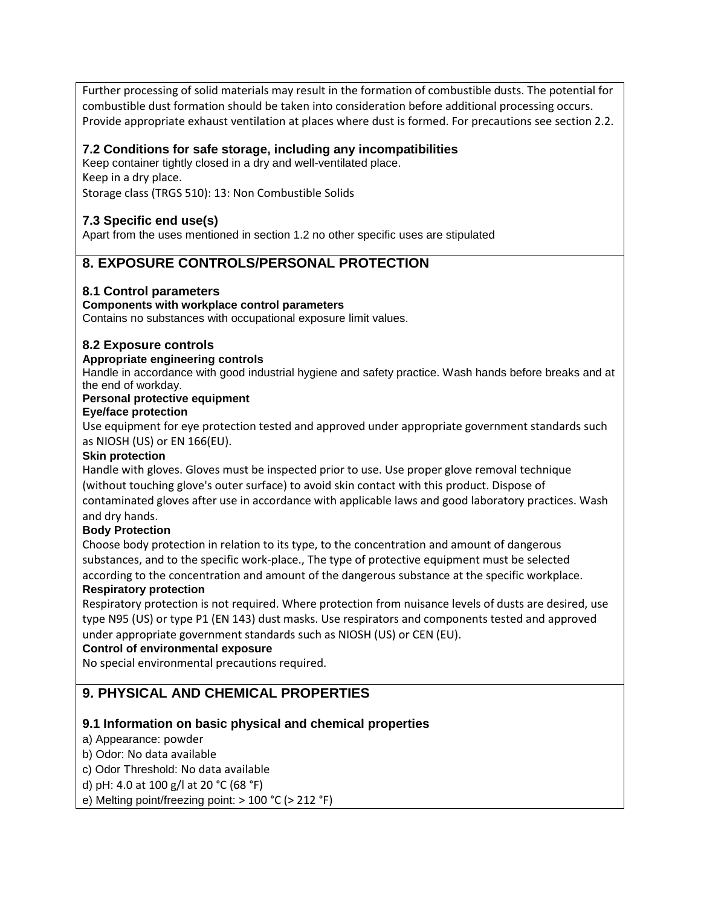Further processing of solid materials may result in the formation of combustible dusts. The potential for combustible dust formation should be taken into consideration before additional processing occurs. Provide appropriate exhaust ventilation at places where dust is formed. For precautions see section 2.2.

### 7.2 Conditions for safe storage, including any incompatibilities

Keep container tightly closed in a dry and well-ventilated place.
Keep in a dry place.
Storage class (TRGS 510): 13: Non Combustible Solids

### 7.3 Specific end use(s)

Apart from the uses mentioned in section 1.2 no other specific uses are stipulated

## 8. EXPOSURE CONTROLS/PERSONAL PROTECTION

### 8.1 Control parameters

**Components with workplace control parameters**

Contains no substances with occupational exposure limit values.

### 8.2 Exposure controls

**Appropriate engineering controls**

Handle in accordance with good industrial hygiene and safety practice. Wash hands before breaks and at the end of workday.

**Personal protective equipment**

**Eye/face protection**

Use equipment for eye protection tested and approved under appropriate government standards such as NIOSH (US) or EN 166(EU).

**Skin protection**

Handle with gloves. Gloves must be inspected prior to use. Use proper glove removal technique (without touching glove's outer surface) to avoid skin contact with this product. Dispose of contaminated gloves after use in accordance with applicable laws and good laboratory practices. Wash and dry hands.

**Body Protection**

Choose body protection in relation to its type, to the concentration and amount of dangerous substances, and to the specific work-place., The type of protective equipment must be selected according to the concentration and amount of the dangerous substance at the specific workplace.

**Respiratory protection**

Respiratory protection is not required. Where protection from nuisance levels of dusts are desired, use type N95 (US) or type P1 (EN 143) dust masks. Use respirators and components tested and approved under appropriate government standards such as NIOSH (US) or CEN (EU).

**Control of environmental exposure**

No special environmental precautions required.

## 9. PHYSICAL AND CHEMICAL PROPERTIES

### 9.1 Information on basic physical and chemical properties

a) Appearance: powder
b) Odor: No data available
c) Odor Threshold: No data available
d) pH: 4.0 at 100 g/l at 20 °C (68 °F)
e) Melting point/freezing point: > 100 °C (> 212 °F)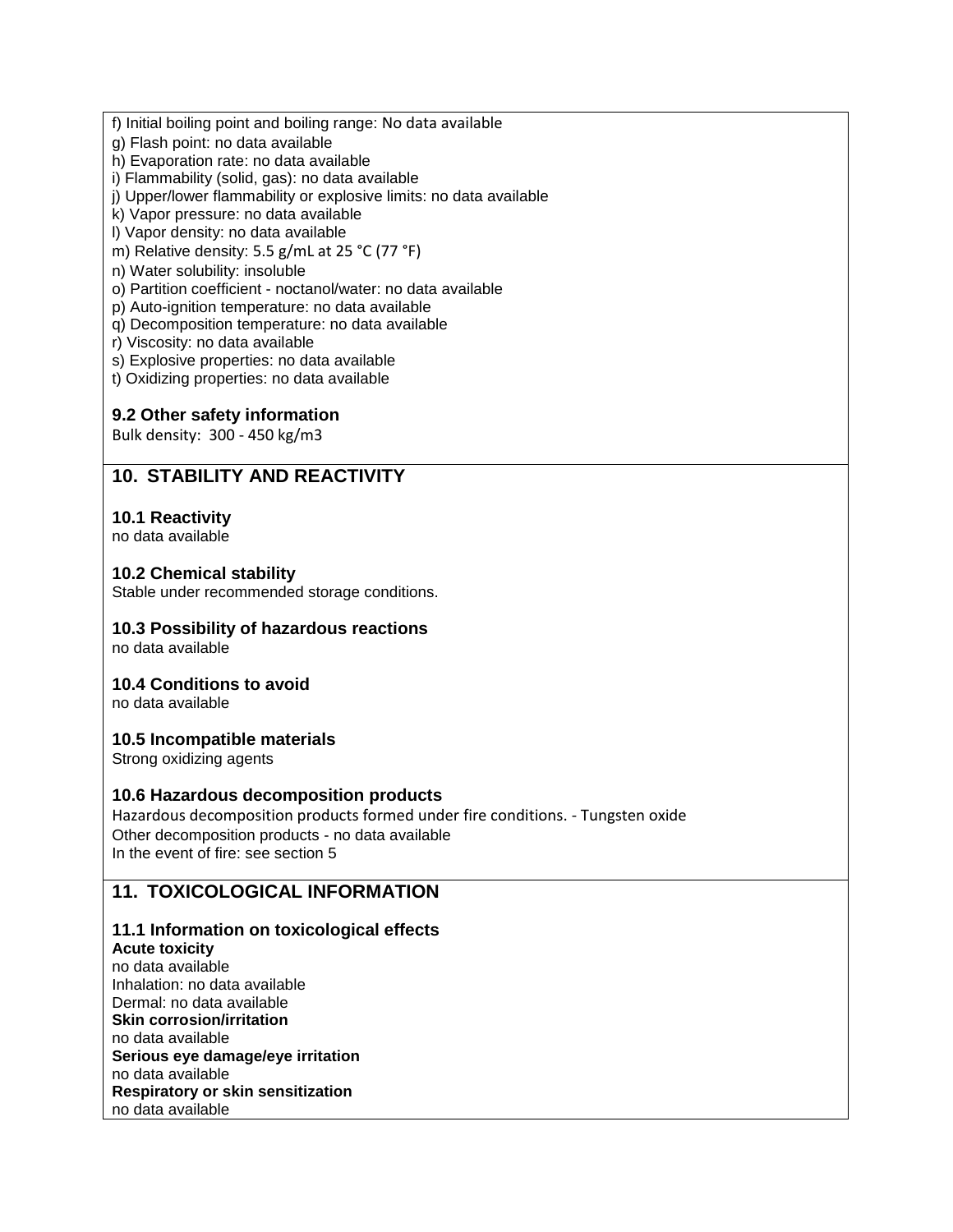f) Initial boiling point and boiling range: No data available
g) Flash point: no data available
h) Evaporation rate: no data available
i) Flammability (solid, gas): no data available
j) Upper/lower flammability or explosive limits: no data available
k) Vapor pressure: no data available
l) Vapor density: no data available
m) Relative density: 5.5 g/mL at 25 °C (77 °F)
n) Water solubility: insoluble
o) Partition coefficient - noctanol/water: no data available
p) Auto-ignition temperature: no data available
q) Decomposition temperature: no data available
r) Viscosity: no data available
s) Explosive properties: no data available
t) Oxidizing properties: no data available

### 9.2 Other safety information

Bulk density: 300 - 450 kg/m3

## 10. STABILITY AND REACTIVITY

### 10.1 Reactivity

no data available

### 10.2 Chemical stability

Stable under recommended storage conditions.

### 10.3 Possibility of hazardous reactions

no data available

### 10.4 Conditions to avoid

no data available

### 10.5 Incompatible materials

Strong oxidizing agents

### 10.6 Hazardous decomposition products

Hazardous decomposition products formed under fire conditions. - Tungsten oxide
Other decomposition products - no data available
In the event of fire: see section 5

## 11. TOXICOLOGICAL INFORMATION

### 11.1 Information on toxicological effects

**Acute toxicity**
no data available
Inhalation: no data available
Dermal: no data available
**Skin corrosion/irritation**
no data available
**Serious eye damage/eye irritation**
no data available
**Respiratory or skin sensitization**
no data available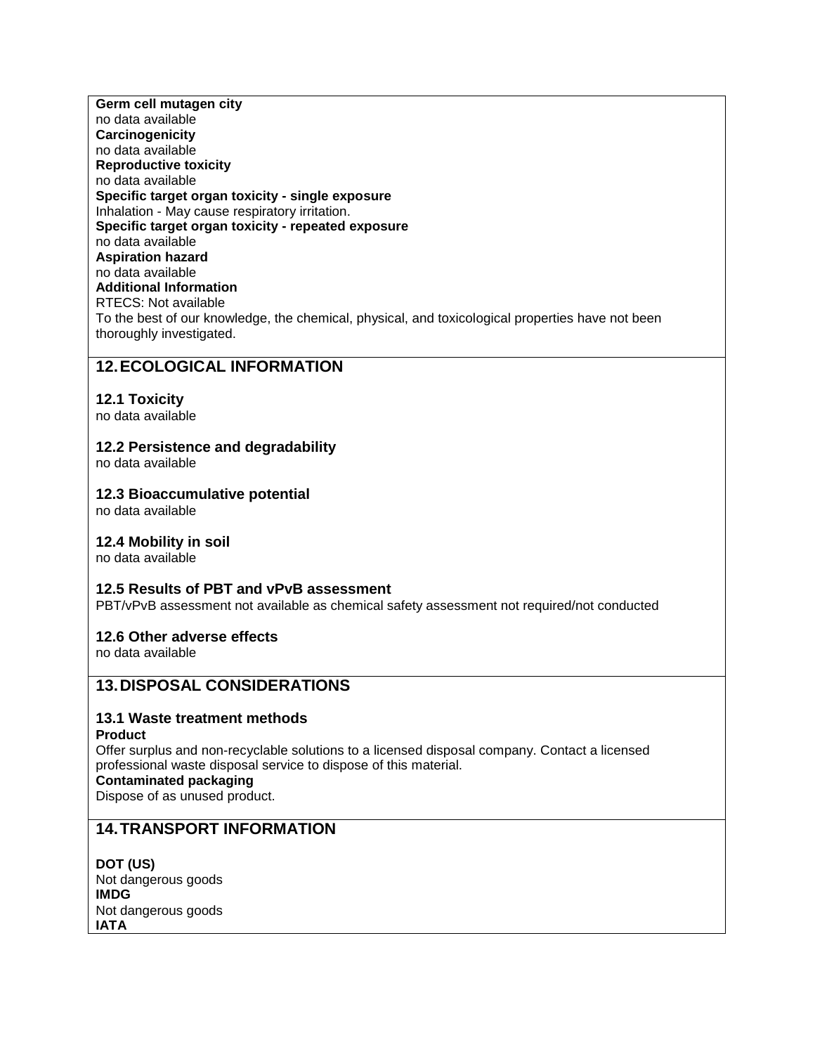**Germ cell mutagen city**
no data available
**Carcinogenicity**
no data available
**Reproductive toxicity**
no data available
**Specific target organ toxicity - single exposure**
Inhalation - May cause respiratory irritation.
**Specific target organ toxicity - repeated exposure**
no data available
**Aspiration hazard**
no data available
**Additional Information**
RTECS: Not available
To the best of our knowledge, the chemical, physical, and toxicological properties have not been thoroughly investigated.

## 12. ECOLOGICAL INFORMATION

### 12.1 Toxicity
no data available

### 12.2 Persistence and degradability
no data available

### 12.3 Bioaccumulative potential
no data available

### 12.4 Mobility in soil
no data available

### 12.5 Results of PBT and vPvB assessment
PBT/vPvB assessment not available as chemical safety assessment not required/not conducted

### 12.6 Other adverse effects
no data available

## 13. DISPOSAL CONSIDERATIONS

### 13.1 Waste treatment methods
**Product**
Offer surplus and non-recyclable solutions to a licensed disposal company. Contact a licensed professional waste disposal service to dispose of this material.
**Contaminated packaging**
Dispose of as unused product.

## 14. TRANSPORT INFORMATION

**DOT (US)**
Not dangerous goods
**IMDG**
Not dangerous goods
**IATA**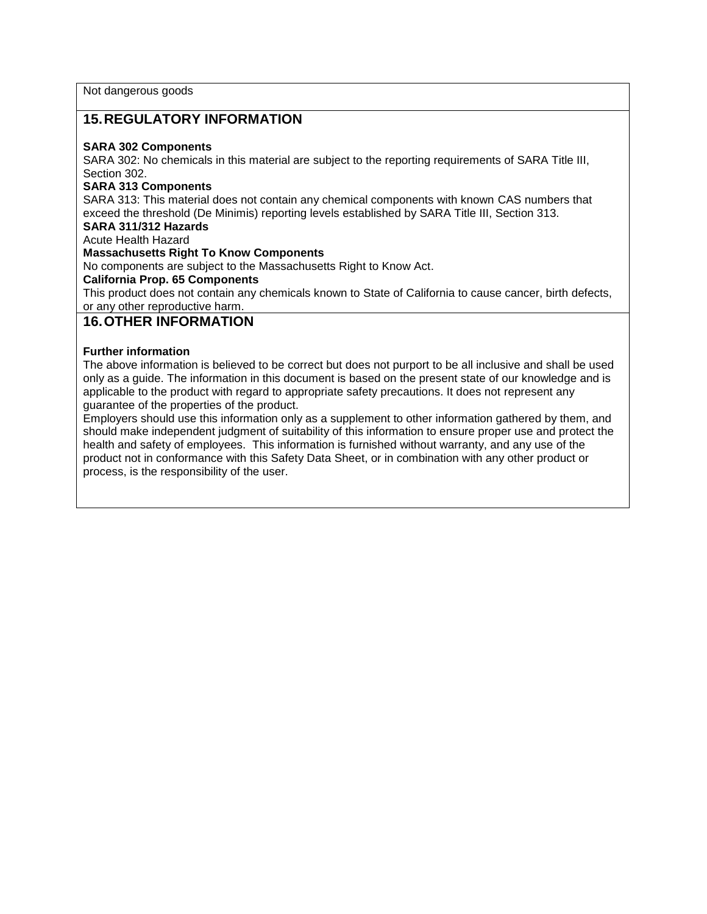Not dangerous goods

## 15. REGULATORY INFORMATION

**SARA 302 Components**

SARA 302: No chemicals in this material are subject to the reporting requirements of SARA Title III, Section 302.

**SARA 313 Components**

SARA 313: This material does not contain any chemical components with known CAS numbers that exceed the threshold (De Minimis) reporting levels established by SARA Title III, Section 313.

**SARA 311/312 Hazards**

Acute Health Hazard

**Massachusetts Right To Know Components**

No components are subject to the Massachusetts Right to Know Act.

**California Prop. 65 Components**

This product does not contain any chemicals known to State of California to cause cancer, birth defects, or any other reproductive harm.

## 16. OTHER INFORMATION

**Further information**

The above information is believed to be correct but does not purport to be all inclusive and shall be used only as a guide. The information in this document is based on the present state of our knowledge and is applicable to the product with regard to appropriate safety precautions. It does not represent any guarantee of the properties of the product.

Employers should use this information only as a supplement to other information gathered by them, and should make independent judgment of suitability of this information to ensure proper use and protect the health and safety of employees. This information is furnished without warranty, and any use of the product not in conformance with this Safety Data Sheet, or in combination with any other product or process, is the responsibility of the user.